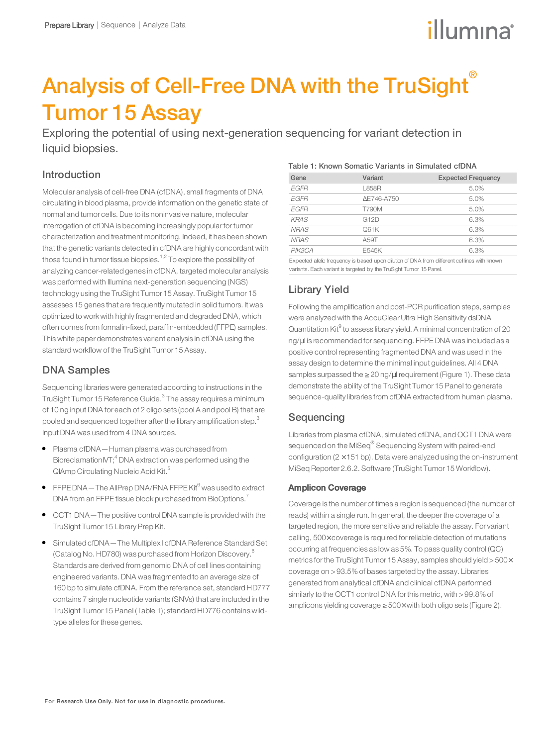# Analysis of Cell-Free DNA with the TruSight® Tumor 15 Assay

Exploring the potential of using next-generation sequencing for variant detection in liquid biopsies.

## Introduction

Molecular analysis of cell-free DNA (cfDNA), small fragments of DNA circulating in blood plasma, provide information on the genetic state of normal and tumor cells. Due to its noninvasive nature, molecular interrogation of cfDNA is becoming increasingly popular for tumor characterization and treatment monitoring. Indeed, it has been shown that the genetic variants detected in cfDNA are highly concordant with those found in tumor tissue biopsies.[1,2] To explore the possibility of analyzing cancer-related genes in cfDNA, targeted molecular analysis was performed with Illumina next-generation sequencing (NGS) technology using the TruSight Tumor 15 Assay. TruSight Tumor 15 assesses 15 genes that are frequently mutated in solid tumors. It was optimized to work with highly fragmented and degraded DNA, which often comes from formalin-fixed, paraffin-embedded (FFPE) samples. This white paper demonstrates variant analysis in cfDNA using the standard workflow of the TruSight Tumor 15 Assay.

## DNA Samples

Sequencing libraries were generated according to instructions in the TruSight Tumor 15 Reference Guide.[3] The assay requires a minimum of 10 ng input DNA for each of 2 oligo sets (pool A and pool B) that are pooled and sequenced together after the library amplification step.[3] Input DNA was used from 4 DNA sources.

- Plasma cfDNA—Human plasma was purchased from BioreclamationIVT;[4] DNA extraction was performed using the QIAmp Circulating Nucleic Acid Kit.[5]
- FFPE DNA—The AllPrep DNA/RNA FFPE Kit[6] was used to extract DNA from an FFPE tissue block purchased from BioOptions.[7]
- OCT1 DNA—The positive control DNA sample is provided with the TruSight Tumor 15 Library Prep Kit.
- Simulated cfDNA—The Multiplex I cfDNA Reference Standard Set (Catalog No. HD780) was purchased from Horizon Discovery.[8] Standards are derived from genomic DNA of cell lines containing engineered variants. DNA was fragmented to an average size of 160 bp to simulate cfDNA. From the reference set, standard HD777 contains 7 single nucleotide variants (SNVs) that are included in the TruSight Tumor 15 Panel (Table 1); standard HD776 contains wild-type alleles for these genes.

**Table 1: Known Somatic Variants in Simulated cfDNA**

| Gene | Variant | Expected Frequency |
|---|---|---|
| *EGFR* | L858R | 5.0% |
| *EGFR* | ΔE746-A750 | 5.0% |
| *EGFR* | T790M | 5.0% |
| *KRAS* | G12D | 6.3% |
| *NRAS* | Q61K | 6.3% |
| *NRAS* | A59T | 6.3% |
| *PIK3CA* | E545K | 6.3% |

Expected allelic frequency is based upon dilution of DNA from different cell lines with known variants. Each variant is targeted by the TruSight Tumor 15 Panel.

## Library Yield

Following the amplification and post-PCR purification steps, samples were analyzed with the AccuClear Ultra High Sensitivity dsDNA Quantitation Kit[9] to assess library yield. A minimal concentration of 20 ng/µl is recommended for sequencing. FFPE DNA was included as a positive control representing fragmented DNA and was used in the assay design to determine the minimal input guidelines. All 4 DNA samples surpassed the ≥ 20 ng/µl requirement (Figure 1). These data demonstrate the ability of the TruSight Tumor 15 Panel to generate sequence-quality libraries from cfDNA extracted from human plasma.

## Sequencing

Libraries from plasma cfDNA, simulated cfDNA, and OCT1 DNA were sequenced on the MiSeq® Sequencing System with paired-end configuration (2 × 151 bp). Data were analyzed using the on-instrument MiSeq Reporter 2.6.2. Software (TruSight Tumor 15 Workflow).

### Amplicon Coverage

Coverage is the number of times a region is sequenced (the number of reads) within a single run. In general, the deeper the coverage of a targeted region, the more sensitive and reliable the assay. For variant calling, 500× coverage is required for reliable detection of mutations occurring at frequencies as low as 5%. To pass quality control (QC) metrics for the TruSight Tumor 15 Assay, samples should yield > 500× coverage on > 93.5% of bases targeted by the assay. Libraries generated from analytical cfDNA and clinical cfDNA performed similarly to the OCT1 control DNA for this metric, with > 99.8% of amplicons yielding coverage ≥ 500× with both oligo sets (Figure 2).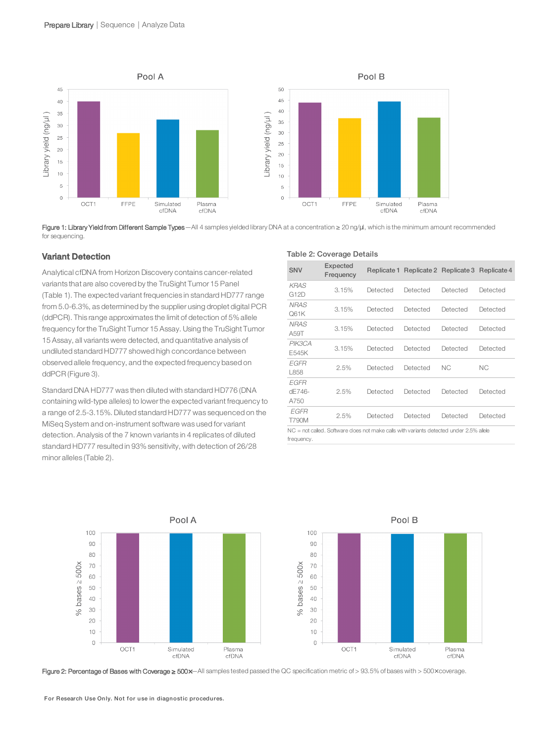Figure 1: Library Yield from Different Sample Types—All 4 samples yielded library DNA at a concentration ≥ 20 ng/µl, which is the minimum amount recommended for sequencing.

## Variant Detection

Analytical cfDNA from Horizon Discovery contains cancer-related variants that are also covered by the TruSight Tumor 15 Panel (Table 1). The expected variant frequencies in standard HD777 range from 5.0-6.3%, as determined by the supplier using droplet digital PCR (ddPCR). This range approximates the limit of detection of 5% allele frequency for the TruSight Tumor 15 Assay. Using the TruSight Tumor 15 Assay, all variants were detected, and quantitative analysis of undiluted standard HD777 showed high concordance between observed allele frequency, and the expected frequency based on ddPCR (Figure 3).

Standard DNA HD777 was then diluted with standard HD776 (DNA containing wild-type alleles) to lower the expected variant frequency to a range of 2.5-3.15%. Diluted standard HD777 was sequenced on the MiSeq System and on-instrument software was used for variant detection. Analysis of the 7 known variants in 4 replicates of diluted standard HD777 resulted in 93% sensitivity, with detection of 26/28 minor alleles (Table 2).

Table 2: Coverage Details

| SNV | Expected Frequency | Replicate 1 | Replicate 2 | Replicate 3 | Replicate 4 |
|---|---|---|---|---|---|
| *KRAS* G12D | 3.15% | Detected | Detected | Detected | Detected |
| *NRAS* Q61K | 3.15% | Detected | Detected | Detected | Detected |
| *NRAS* A59T | 3.15% | Detected | Detected | Detected | Detected |
| *PIK3CA* E545K | 3.15% | Detected | Detected | Detected | Detected |
| *EGFR* L858 | 2.5% | Detected | Detected | NC | NC |
| *EGFR* dE746-A750 | 2.5% | Detected | Detected | Detected | Detected |
| *EGFR* T790M | 2.5% | Detected | Detected | Detected | Detected |

NC = not called. Software does not make calls with variants detected under 2.5% allele frequency.

Figure 2: Percentage of Bases with Coverage ≥ 500×—All samples tested passed the QC specification metric of > 93.5% of bases with > 500× coverage.

For Research Use Only. Not for use in diagnostic procedures.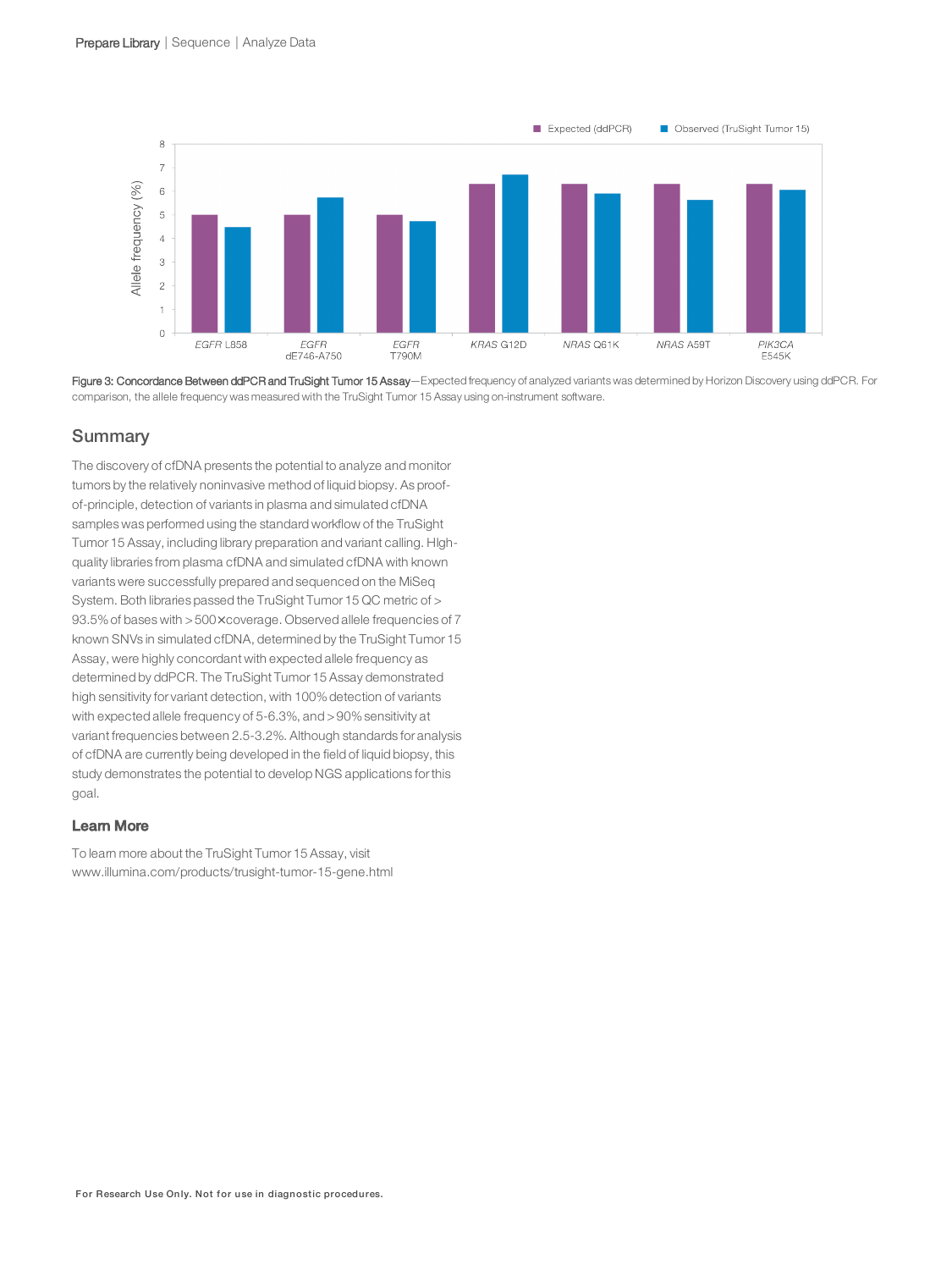**Figure 3: Concordance Between ddPCR and TruSight Tumor 15 Assay**—Expected frequency of analyzed variants was determined by Horizon Discovery using ddPCR. For comparison, the allele frequency was measured with the TruSight Tumor 15 Assay using on-instrument software.

## Summary

The discovery of cfDNA presents the potential to analyze and monitor tumors by the relatively noninvasive method of liquid biopsy. As proof-of-principle, detection of variants in plasma and simulated cfDNA samples was performed using the standard workflow of the TruSight Tumor 15 Assay, including library preparation and variant calling. High-quality libraries from plasma cfDNA and simulated cfDNA with known variants were successfully prepared and sequenced on the MiSeq System. Both libraries passed the TruSight Tumor 15 QC metric of > 93.5% of bases with > 500× coverage. Observed allele frequencies of 7 known SNVs in simulated cfDNA, determined by the TruSight Tumor 15 Assay, were highly concordant with expected allele frequency as determined by ddPCR. The TruSight Tumor 15 Assay demonstrated high sensitivity for variant detection, with 100% detection of variants with expected allele frequency of 5-6.3%, and > 90% sensitivity at variant frequencies between 2.5-3.2%. Although standards for analysis of cfDNA are currently being developed in the field of liquid biopsy, this study demonstrates the potential to develop NGS applications for this goal.

### Learn More

To learn more about the TruSight Tumor 15 Assay, visit www.illumina.com/products/trusight-tumor-15-gene.html

For Research Use Only. Not for use in diagnostic procedures.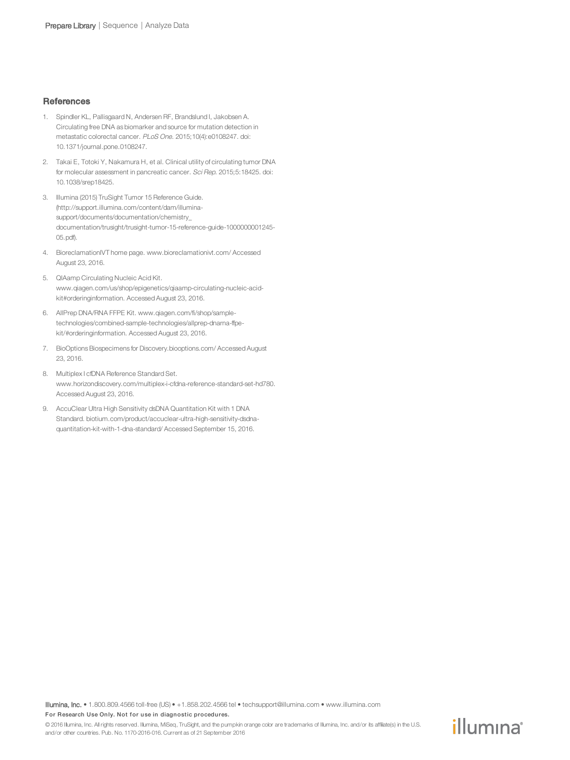## References

1. Spindler KL, Pallisgaard N, Andersen RF, Brandslund I, Jakobsen A. Circulating free DNA as biomarker and source for mutation detection in metastatic colorectal cancer. *PLoS One*. 2015;10(4):e0108247. doi: 10.1371/journal.pone.0108247.

2. Takai E, Totoki Y, Nakamura H, et al. Clinical utility of circulating tumor DNA for molecular assessment in pancreatic cancer. *Sci Rep*. 2015;5:18425. doi: 10.1038/srep18425.

3. Illumina (2015) TruSight Tumor 15 Reference Guide. (http://support.illumina.com/content/dam/illumina-support/documents/documentation/chemistry_documentation/trusight/trusight-tumor-15-reference-guide-1000000001245-05.pdf).

4. BioreclamationIVT home page. www.bioreclamationivt.com/ Accessed August 23, 2016.

5. QIAamp Circulating Nucleic Acid Kit. www.qiagen.com/us/shop/epigenetics/qiaamp-circulating-nucleic-acid-kit#orderinginformation. Accessed August 23, 2016.

6. AllPrep DNA/RNA FFPE Kit. www.qiagen.com/fi/shop/sample-technologies/combined-sample-technologies/allprep-dnarna-ffpe-kit/#orderinginformation. Accessed August 23, 2016.

7. BioOptions Biospecimens for Discovery.biooptions.com/ Accessed August 23, 2016.

8. Multiplex I cfDNA Reference Standard Set. www.horizondiscovery.com/multiplex-i-cfdna-reference-standard-set-hd780. Accessed August 23, 2016.

9. AccuClear Ultra High Sensitivity dsDNA Quantitation Kit with 1 DNA Standard. biotium.com/product/accuclear-ultra-high-sensitivity-dsdna-quantitation-kit-with-1-dna-standard/ Accessed September 15, 2016.

**Illumina, Inc.** • 1.800.809.4566 toll-free (US) • +1.858.202.4566 tel • techsupport@illumina.com • www.illumina.com

For Research Use Only. Not for use in diagnostic procedures.

© 2016 Illumina, Inc. All rights reserved. Illumina, MiSeq, TruSight, and the pumpkin orange color are trademarks of Illumina, Inc. and/or its affiliate(s) in the U.S. and/or other countries. Pub. No. 1170-2016-016. Current as of 21 September 2016